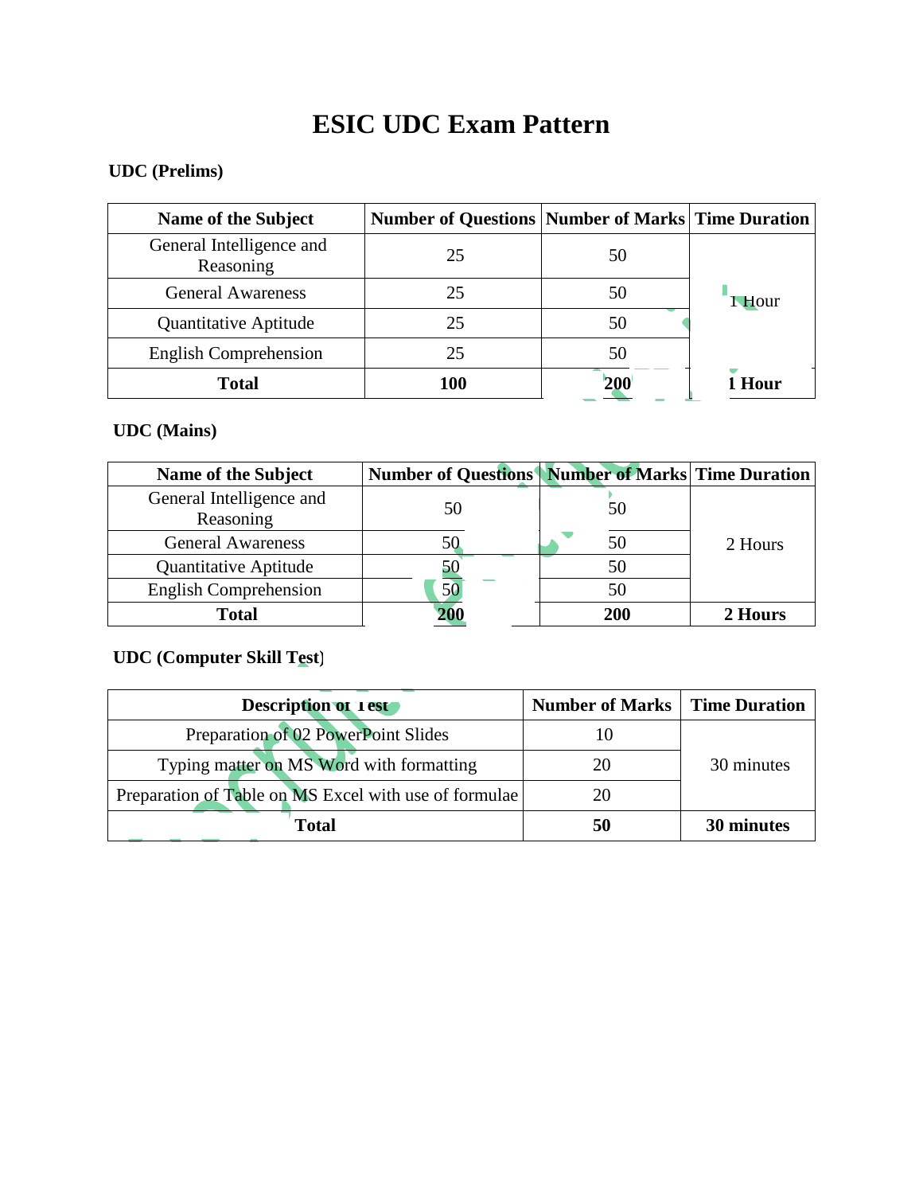# ESIC UDC Exam Pattern

**UDC (Prelims)**

| Name of the Subject | Number of Questions | Number of Marks | Time Duration |
|---|---|---|---|
| General Intelligence and Reasoning | 25 | 50 | 1 Hour |
| General Awareness | 25 | 50 | |
| Quantitative Aptitude | 25 | 50 | |
| English Comprehension | 25 | 50 | |
| **Total** | **100** | **200** | **1 Hour** |

**UDC (Mains)**

| Name of the Subject | Number of Questions | Number of Marks | Time Duration |
|---|---|---|---|
| General Intelligence and Reasoning | 50 | 50 | 2 Hours |
| General Awareness | 50 | 50 | |
| Quantitative Aptitude | 50 | 50 | |
| English Comprehension | 50 | 50 | |
| **Total** | **200** | **200** | **2 Hours** |

**UDC (Computer Skill Test)**

| Description of Test | Number of Marks | Time Duration |
|---|---|---|
| Preparation of 02 PowerPoint Slides | 10 | 30 minutes |
| Typing matter on MS Word with formatting | 20 | |
| Preparation of Table on MS Excel with use of formulae | 20 | |
| **Total** | **50** | **30 minutes** |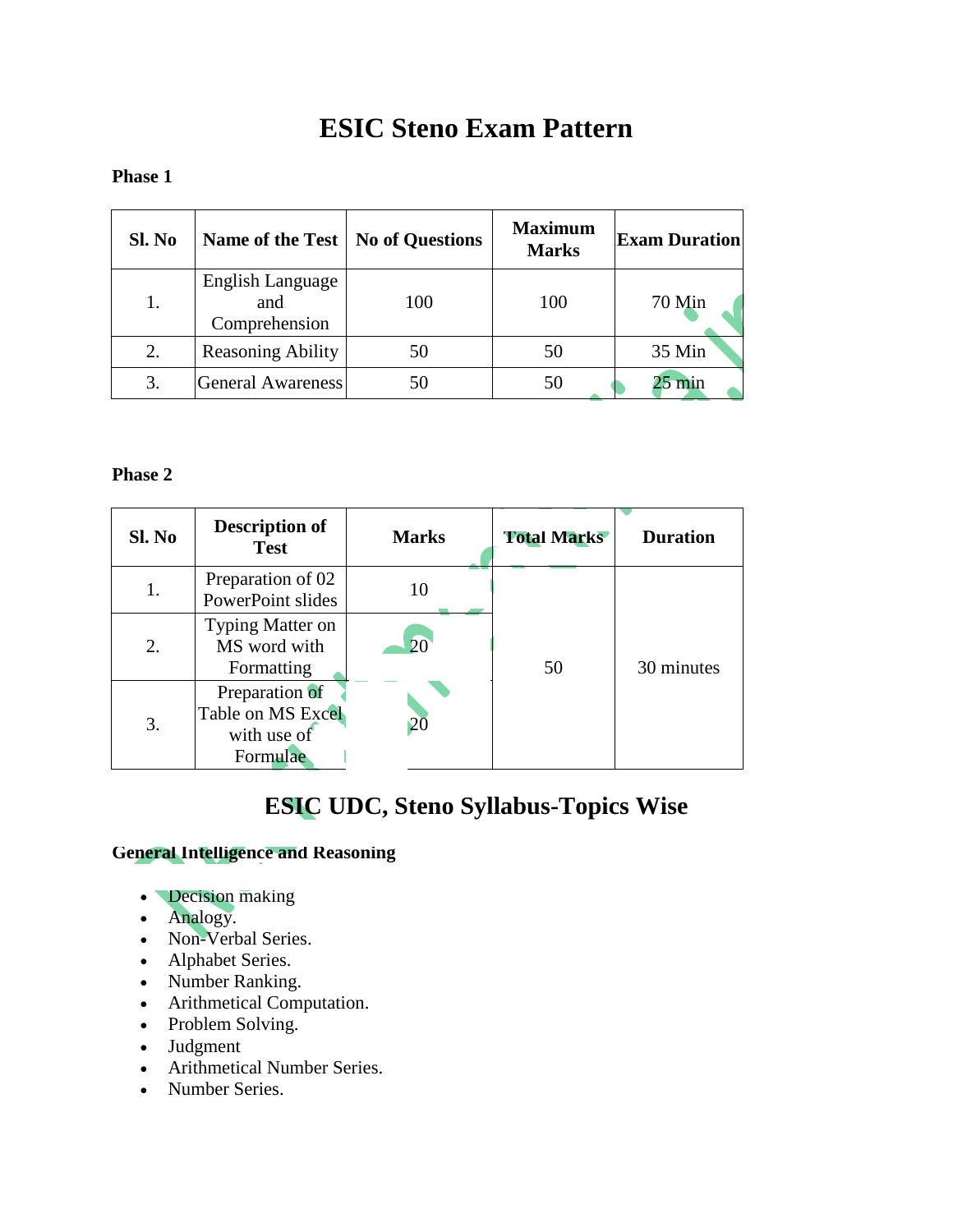# ESIC Steno Exam Pattern

**Phase 1**

| Sl. No | Name of the Test | No of Questions | Maximum Marks | Exam Duration |
|---|---|---|---|---|
| 1. | English Language and Comprehension | 100 | 100 | 70 Min |
| 2. | Reasoning Ability | 50 | 50 | 35 Min |
| 3. | General Awareness | 50 | 50 | 25 min |

**Phase 2**

| Sl. No | Description of Test | Marks | Total Marks | Duration |
|---|---|---|---|---|
| 1. | Preparation of 02 PowerPoint slides | 10 | 50 | 30 minutes |
| 2. | Typing Matter on MS word with Formatting | 20 | | |
| 3. | Preparation of Table on MS Excel with use of Formulae | 20 | | |

# ESIC UDC, Steno Syllabus-Topics Wise

**General Intelligence and Reasoning**

- Decision making
- Analogy.
- Non-Verbal Series.
- Alphabet Series.
- Number Ranking.
- Arithmetical Computation.
- Problem Solving.
- Judgment
- Arithmetical Number Series.
- Number Series.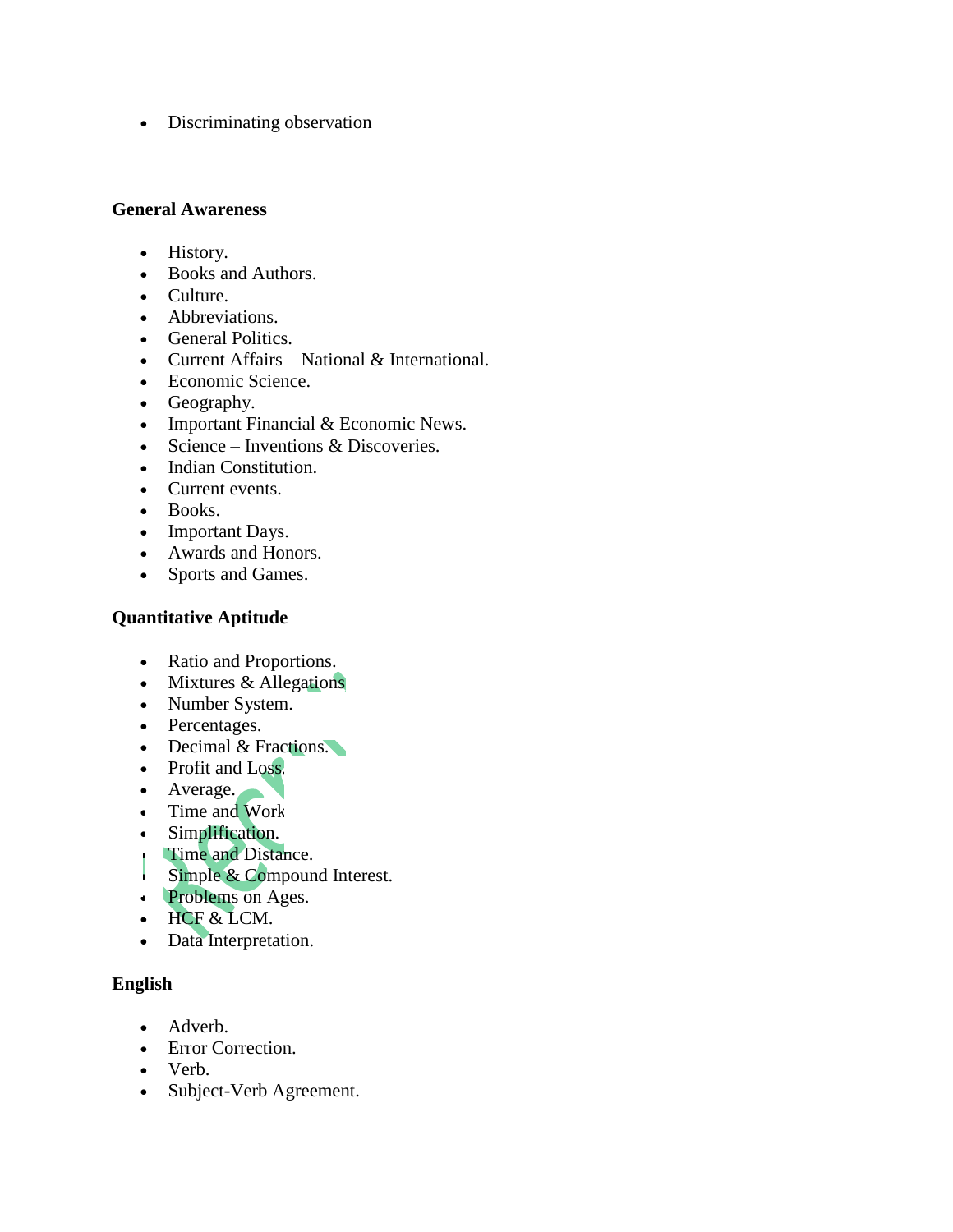- Discriminating observation

**General Awareness**

- History.
- Books and Authors.
- Culture.
- Abbreviations.
- General Politics.
- Current Affairs – National & International.
- Economic Science.
- Geography.
- Important Financial & Economic News.
- Science – Inventions & Discoveries.
- Indian Constitution.
- Current events.
- Books.
- Important Days.
- Awards and Honors.
- Sports and Games.

**Quantitative Aptitude**

- Ratio and Proportions.
- Mixtures & Allegations
- Number System.
- Percentages.
- Decimal & Fractions.
- Profit and Loss.
- Average.
- Time and Work
- Simplification.
- Time and Distance.
- Simple & Compound Interest.
- Problems on Ages.
- HCF & LCM.
- Data Interpretation.

**English**

- Adverb.
- Error Correction.
- Verb.
- Subject-Verb Agreement.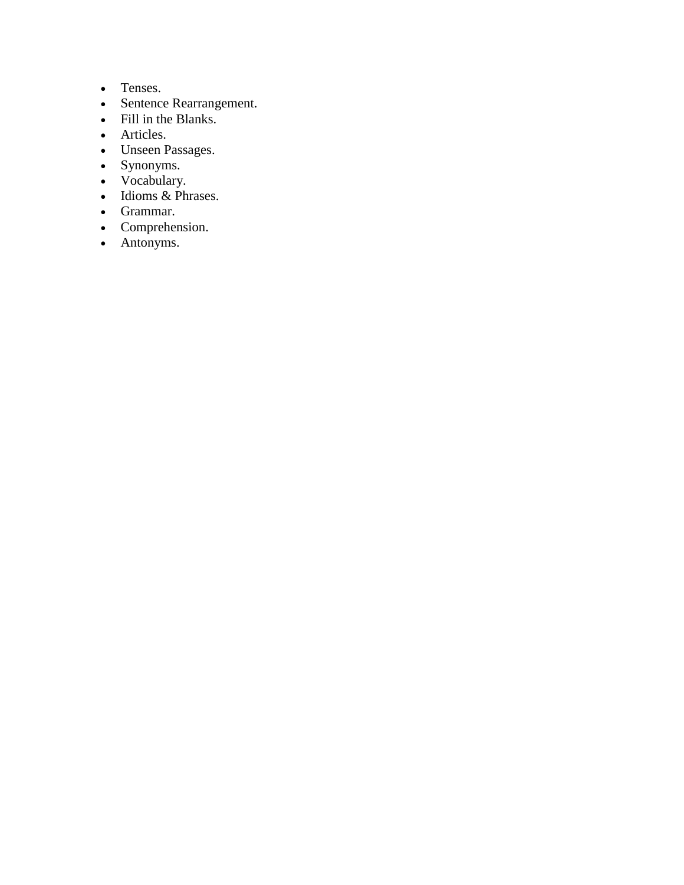- Tenses.
- Sentence Rearrangement.
- Fill in the Blanks.
- Articles.
- Unseen Passages.
- Synonyms.
- Vocabulary.
- Idioms & Phrases.
- Grammar.
- Comprehension.
- Antonyms.